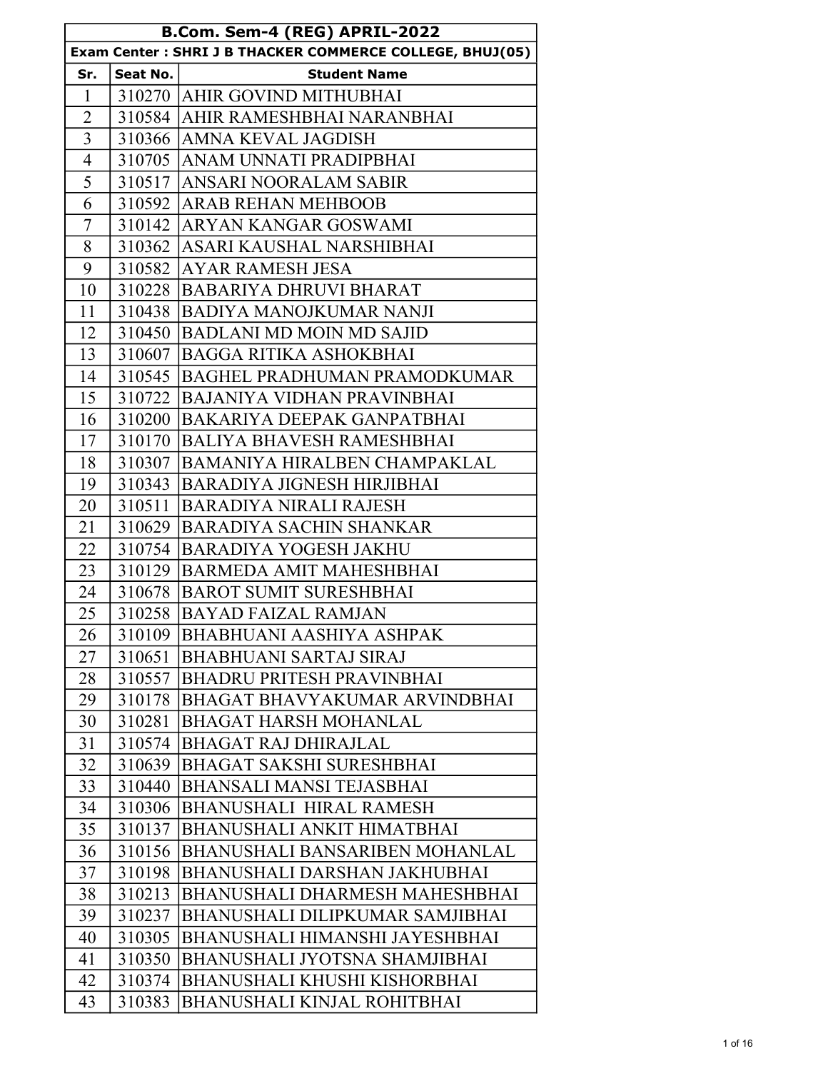| B.Com. Sem-4 (REG) APRIL-2022 | | |
|---|---|---|
| Exam Center : SHRI J B THACKER COMMERCE COLLEGE, BHUJ(05) | | |
| **Sr.** | **Seat No.** | **Student Name** |
| 1 | 310270 | AHIR GOVIND MITHUBHAI |
| 2 | 310584 | AHIR RAMESHBHAI NARANBHAI |
| 3 | 310366 | AMNA KEVAL JAGDISH |
| 4 | 310705 | ANAM UNNATI PRADIPBHAI |
| 5 | 310517 | ANSARI NOORALAM SABIR |
| 6 | 310592 | ARAB REHAN MEHBOOB |
| 7 | 310142 | ARYAN KANGAR GOSWAMI |
| 8 | 310362 | ASARI KAUSHAL NARSHIBHAI |
| 9 | 310582 | AYAR RAMESH JESA |
| 10 | 310228 | BABARIYA DHRUVI BHARAT |
| 11 | 310438 | BADIYA MANOJKUMAR NANJI |
| 12 | 310450 | BADLANI MD MOIN MD SAJID |
| 13 | 310607 | BAGGA RITIKA ASHOKBHAI |
| 14 | 310545 | BAGHEL PRADHUMAN PRAMODKUMAR |
| 15 | 310722 | BAJANIYA VIDHAN PRAVINBHAI |
| 16 | 310200 | BAKARIYA DEEPAK GANPATBHAI |
| 17 | 310170 | BALIYA BHAVESH RAMESHBHAI |
| 18 | 310307 | BAMANIYA HIRALBEN CHAMPAKLAL |
| 19 | 310343 | BARADIYA JIGNESH HIRJIBHAI |
| 20 | 310511 | BARADIYA NIRALI RAJESH |
| 21 | 310629 | BARADIYA SACHIN SHANKAR |
| 22 | 310754 | BARADIYA YOGESH JAKHU |
| 23 | 310129 | BARMEDA AMIT MAHESHBHAI |
| 24 | 310678 | BAROT SUMIT SURESHBHAI |
| 25 | 310258 | BAYAD FAIZAL RAMJAN |
| 26 | 310109 | BHABHUANI AASHIYA ASHPAK |
| 27 | 310651 | BHABHUANI SARTAJ SIRAJ |
| 28 | 310557 | BHADRU PRITESH PRAVINBHAI |
| 29 | 310178 | BHAGAT BHAVYAKUMAR ARVINDBHAI |
| 30 | 310281 | BHAGAT HARSH MOHANLAL |
| 31 | 310574 | BHAGAT RAJ DHIRAJLAL |
| 32 | 310639 | BHAGAT SAKSHI SURESHBHAI |
| 33 | 310440 | BHANSALI MANSI TEJASBHAI |
| 34 | 310306 | BHANUSHALI  HIRAL RAMESH |
| 35 | 310137 | BHANUSHALI ANKIT HIMATBHAI |
| 36 | 310156 | BHANUSHALI BANSARIBEN MOHANLAL |
| 37 | 310198 | BHANUSHALI DARSHAN JAKHUBHAI |
| 38 | 310213 | BHANUSHALI DHARMESH MAHESHBHAI |
| 39 | 310237 | BHANUSHALI DILIPKUMAR SAMJIBHAI |
| 40 | 310305 | BHANUSHALI HIMANSHI JAYESHBHAI |
| 41 | 310350 | BHANUSHALI JYOTSNA SHAMJIBHAI |
| 42 | 310374 | BHANUSHALI KHUSHI KISHORBHAI |
| 43 | 310383 | BHANUSHALI KINJAL ROHITBHAI |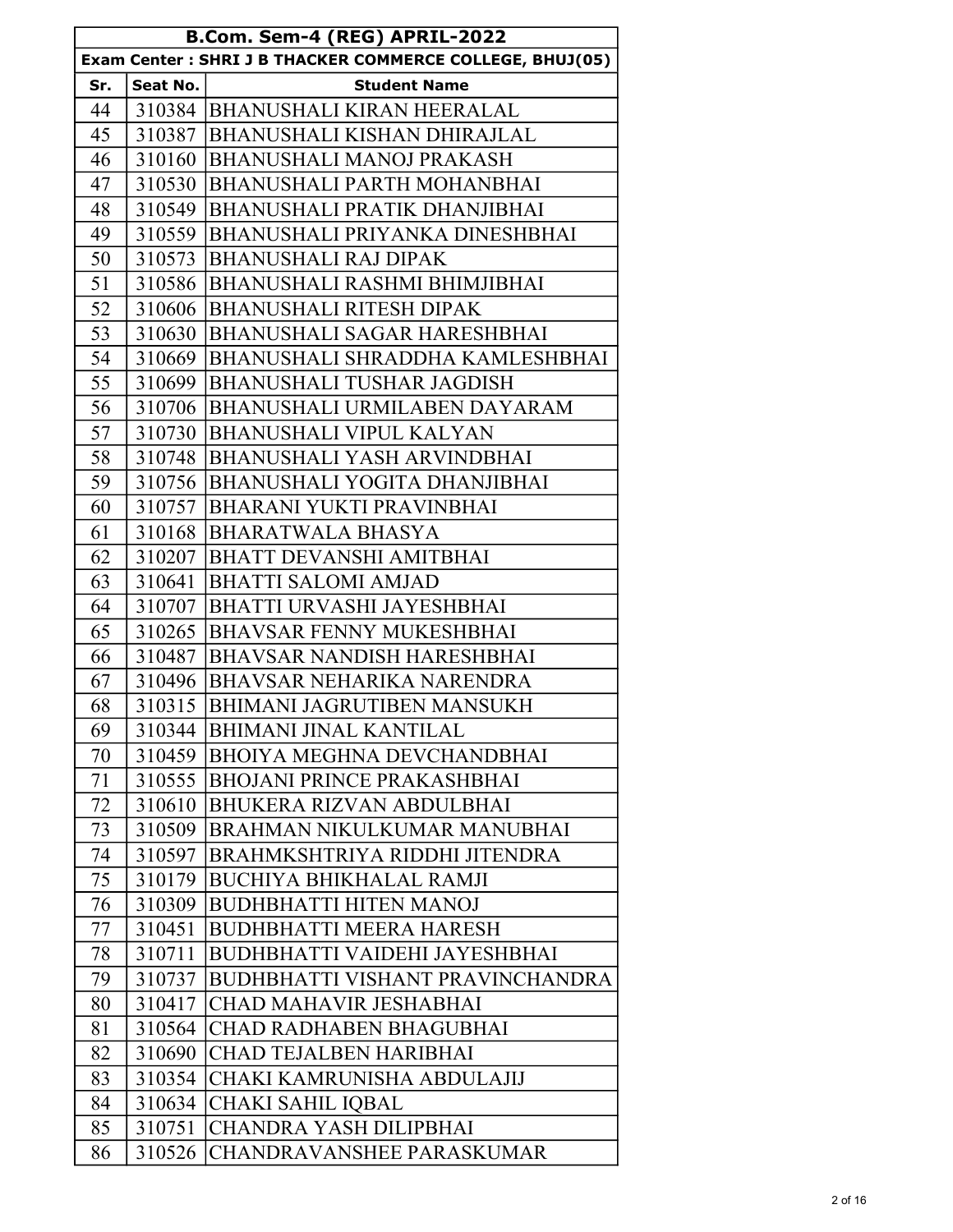| B.Com. Sem-4 (REG) APRIL-2022 | | |
|---|---|---|
| Exam Center : SHRI J B THACKER COMMERCE COLLEGE, BHUJ(05) | | |
| **Sr.** | **Seat No.** | **Student Name** |
| 44 | 310384 | BHANUSHALI KIRAN HEERALAL |
| 45 | 310387 | BHANUSHALI KISHAN DHIRAJLAL |
| 46 | 310160 | BHANUSHALI MANOJ PRAKASH |
| 47 | 310530 | BHANUSHALI PARTH MOHANBHAI |
| 48 | 310549 | BHANUSHALI PRATIK DHANJIBHAI |
| 49 | 310559 | BHANUSHALI PRIYANKA DINESHBHAI |
| 50 | 310573 | BHANUSHALI RAJ DIPAK |
| 51 | 310586 | BHANUSHALI RASHMI BHIMJIBHAI |
| 52 | 310606 | BHANUSHALI RITESH DIPAK |
| 53 | 310630 | BHANUSHALI SAGAR HARESHBHAI |
| 54 | 310669 | BHANUSHALI SHRADDHA KAMLESHBHAI |
| 55 | 310699 | BHANUSHALI TUSHAR JAGDISH |
| 56 | 310706 | BHANUSHALI URMILABEN DAYARAM |
| 57 | 310730 | BHANUSHALI VIPUL KALYAN |
| 58 | 310748 | BHANUSHALI YASH ARVINDBHAI |
| 59 | 310756 | BHANUSHALI YOGITA DHANJIBHAI |
| 60 | 310757 | BHARANI YUKTI PRAVINBHAI |
| 61 | 310168 | BHARATWALA BHASYA |
| 62 | 310207 | BHATT DEVANSHI AMITBHAI |
| 63 | 310641 | BHATTI SALOMI AMJAD |
| 64 | 310707 | BHATTI URVASHI JAYESHBHAI |
| 65 | 310265 | BHAVSAR FENNY MUKESHBHAI |
| 66 | 310487 | BHAVSAR NANDISH HARESHBHAI |
| 67 | 310496 | BHAVSAR NEHARIKA NARENDRA |
| 68 | 310315 | BHIMANI JAGRUTIBEN MANSUKH |
| 69 | 310344 | BHIMANI JINAL KANTILAL |
| 70 | 310459 | BHOIYA MEGHNA DEVCHANDBHAI |
| 71 | 310555 | BHOJANI PRINCE PRAKASHBHAI |
| 72 | 310610 | BHUKERA RIZVAN ABDULBHAI |
| 73 | 310509 | BRAHMAN NIKULKUMAR MANUBHAI |
| 74 | 310597 | BRAHMKSHTRIYA RIDDHI JITENDRA |
| 75 | 310179 | BUCHIYA BHIKHALAL RAMJI |
| 76 | 310309 | BUDHBHATTI HITEN MANOJ |
| 77 | 310451 | BUDHBHATTI MEERA HARESH |
| 78 | 310711 | BUDHBHATTI VAIDEHI JAYESHBHAI |
| 79 | 310737 | BUDHBHATTI VISHANT PRAVINCHANDRA |
| 80 | 310417 | CHAD MAHAVIR JESHABHAI |
| 81 | 310564 | CHAD RADHABEN BHAGUBHAI |
| 82 | 310690 | CHAD TEJALBEN HARIBHAI |
| 83 | 310354 | CHAKI KAMRUNISHA ABDULAJIJ |
| 84 | 310634 | CHAKI SAHIL IQBAL |
| 85 | 310751 | CHANDRA YASH DILIPBHAI |
| 86 | 310526 | CHANDRAVANSHEE PARASKUMAR |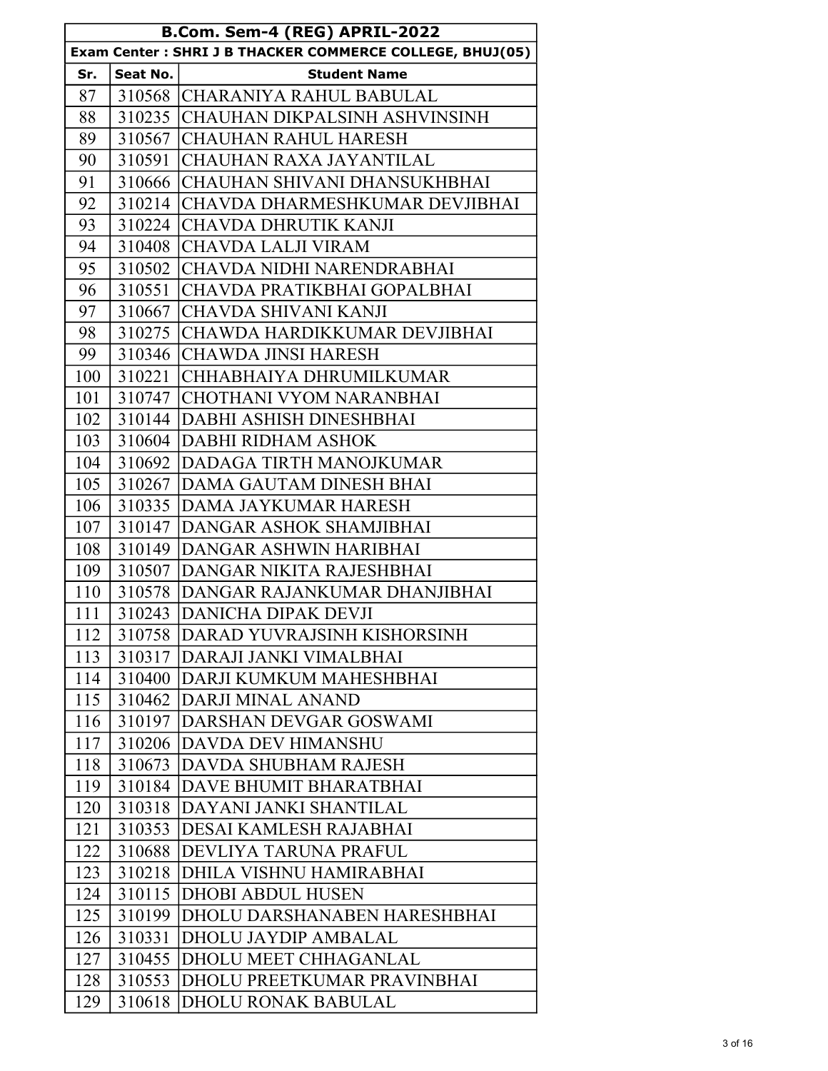| B.Com. Sem-4 (REG) APRIL-2022 | | |
|---|---|---|
| Exam Center : SHRI J B THACKER COMMERCE COLLEGE, BHUJ(05) | | |
| **Sr.** | **Seat No.** | **Student Name** |
| 87 | 310568 | CHARANIYA RAHUL BABULAL |
| 88 | 310235 | CHAUHAN DIKPALSINH ASHVINSINH |
| 89 | 310567 | CHAUHAN RAHUL HARESH |
| 90 | 310591 | CHAUHAN RAXA JAYANTILAL |
| 91 | 310666 | CHAUHAN SHIVANI DHANSUKHBHAI |
| 92 | 310214 | CHAVDA DHARMESHKUMAR DEVJIBHAI |
| 93 | 310224 | CHAVDA DHRUTIK KANJI |
| 94 | 310408 | CHAVDA LALJI VIRAM |
| 95 | 310502 | CHAVDA NIDHI NARENDRABHAI |
| 96 | 310551 | CHAVDA PRATIKBHAI GOPALBHAI |
| 97 | 310667 | CHAVDA SHIVANI KANJI |
| 98 | 310275 | CHAWDA HARDIKKUMAR DEVJIBHAI |
| 99 | 310346 | CHAWDA JINSI HARESH |
| 100 | 310221 | CHHABHAIYA DHRUMILKUMAR |
| 101 | 310747 | CHOTHANI VYOM NARANBHAI |
| 102 | 310144 | DABHI ASHISH DINESHBHAI |
| 103 | 310604 | DABHI RIDHAM ASHOK |
| 104 | 310692 | DADAGA TIRTH MANOJKUMAR |
| 105 | 310267 | DAMA GAUTAM DINESH BHAI |
| 106 | 310335 | DAMA JAYKUMAR HARESH |
| 107 | 310147 | DANGAR ASHOK SHAMJIBHAI |
| 108 | 310149 | DANGAR ASHWIN HARIBHAI |
| 109 | 310507 | DANGAR NIKITA RAJESHBHAI |
| 110 | 310578 | DANGAR RAJANKUMAR DHANJIBHAI |
| 111 | 310243 | DANICHA DIPAK DEVJI |
| 112 | 310758 | DARAD YUVRAJSINH KISHORSINH |
| 113 | 310317 | DARAJI JANKI VIMALBHAI |
| 114 | 310400 | DARJI KUMKUM MAHESHBHAI |
| 115 | 310462 | DARJI MINAL ANAND |
| 116 | 310197 | DARSHAN DEVGAR GOSWAMI |
| 117 | 310206 | DAVDA DEV HIMANSHU |
| 118 | 310673 | DAVDA SHUBHAM RAJESH |
| 119 | 310184 | DAVE BHUMIT BHARATBHAI |
| 120 | 310318 | DAYANI JANKI SHANTILAL |
| 121 | 310353 | DESAI KAMLESH RAJABHAI |
| 122 | 310688 | DEVLIYA TARUNA PRAFUL |
| 123 | 310218 | DHILA VISHNU HAMIRABHAI |
| 124 | 310115 | DHOBI ABDUL HUSEN |
| 125 | 310199 | DHOLU DARSHANABEN HARESHBHAI |
| 126 | 310331 | DHOLU JAYDIP AMBALAL |
| 127 | 310455 | DHOLU MEET CHHAGANLAL |
| 128 | 310553 | DHOLU PREETKUMAR PRAVINBHAI |
| 129 | 310618 | DHOLU RONAK BABULAL |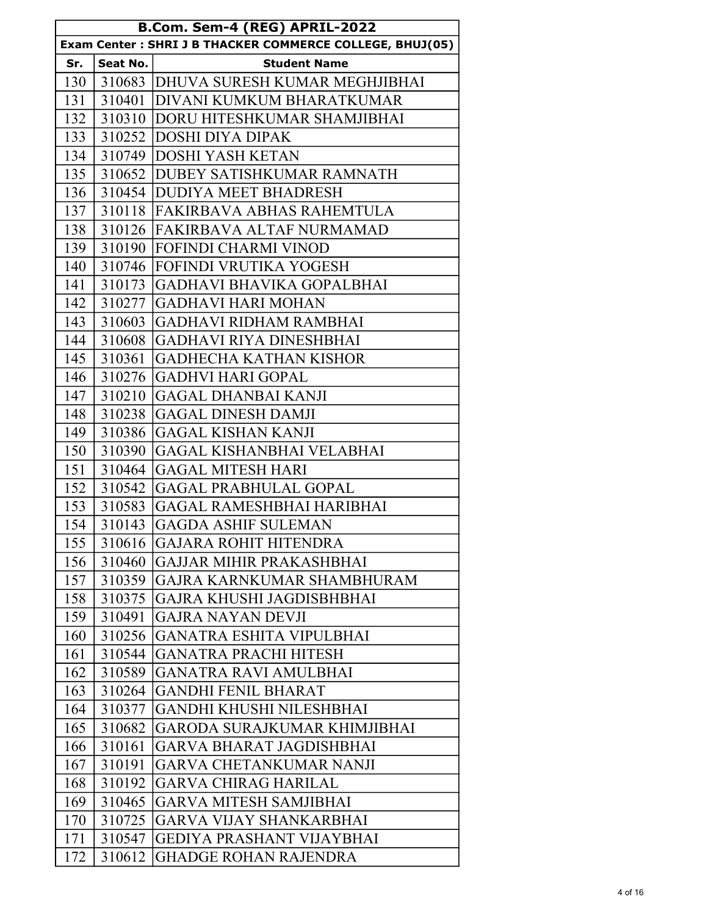| B.Com. Sem-4 (REG) APRIL-2022 | | |
|---|---|---|
| Exam Center : SHRI J B THACKER COMMERCE COLLEGE, BHUJ(05) | | |
| **Sr.** | **Seat No.** | **Student Name** |
| 130 | 310683 | DHUVA SURESH KUMAR MEGHJIBHAI |
| 131 | 310401 | DIVANI KUMKUM BHARATKUMAR |
| 132 | 310310 | DORU HITESHKUMAR SHAMJIBHAI |
| 133 | 310252 | DOSHI DIYA DIPAK |
| 134 | 310749 | DOSHI YASH KETAN |
| 135 | 310652 | DUBEY SATISHKUMAR RAMNATH |
| 136 | 310454 | DUDIYA MEET BHADRESH |
| 137 | 310118 | FAKIRBAVA ABHAS RAHEMTULA |
| 138 | 310126 | FAKIRBAVA ALTAF NURMAMAD |
| 139 | 310190 | FOFINDI CHARMI VINOD |
| 140 | 310746 | FOFINDI VRUTIKA YOGESH |
| 141 | 310173 | GADHAVI BHAVIKA GOPALBHAI |
| 142 | 310277 | GADHAVI HARI MOHAN |
| 143 | 310603 | GADHAVI RIDHAM RAMBHAI |
| 144 | 310608 | GADHAVI RIYA DINESHBHAI |
| 145 | 310361 | GADHECHA KATHAN KISHOR |
| 146 | 310276 | GADHVI HARI GOPAL |
| 147 | 310210 | GAGAL DHANBAI KANJI |
| 148 | 310238 | GAGAL DINESH DAMJI |
| 149 | 310386 | GAGAL KISHAN KANJI |
| 150 | 310390 | GAGAL KISHANBHAI VELABHAI |
| 151 | 310464 | GAGAL MITESH HARI |
| 152 | 310542 | GAGAL PRABHULAL GOPAL |
| 153 | 310583 | GAGAL RAMESHBHAI HARIBHAI |
| 154 | 310143 | GAGDA ASHIF SULEMAN |
| 155 | 310616 | GAJARA ROHIT HITENDRA |
| 156 | 310460 | GAJJAR MIHIR PRAKASHBHAI |
| 157 | 310359 | GAJRA KARNKUMAR SHAMBHURAM |
| 158 | 310375 | GAJRA KHUSHI JAGDISBHBHAI |
| 159 | 310491 | GAJRA NAYAN DEVJI |
| 160 | 310256 | GANATRA ESHITA VIPULBHAI |
| 161 | 310544 | GANATRA PRACHI HITESH |
| 162 | 310589 | GANATRA RAVI AMULBHAI |
| 163 | 310264 | GANDHI FENIL BHARAT |
| 164 | 310377 | GANDHI KHUSHI NILESHBHAI |
| 165 | 310682 | GARODA SURAJKUMAR KHIMJIBHAI |
| 166 | 310161 | GARVA BHARAT JAGDISHBHAI |
| 167 | 310191 | GARVA CHETANKUMAR NANJI |
| 168 | 310192 | GARVA CHIRAG HARILAL |
| 169 | 310465 | GARVA MITESH SAMJIBHAI |
| 170 | 310725 | GARVA VIJAY SHANKARBHAI |
| 171 | 310547 | GEDIYA PRASHANT VIJAYBHAI |
| 172 | 310612 | GHADGE ROHAN RAJENDRA |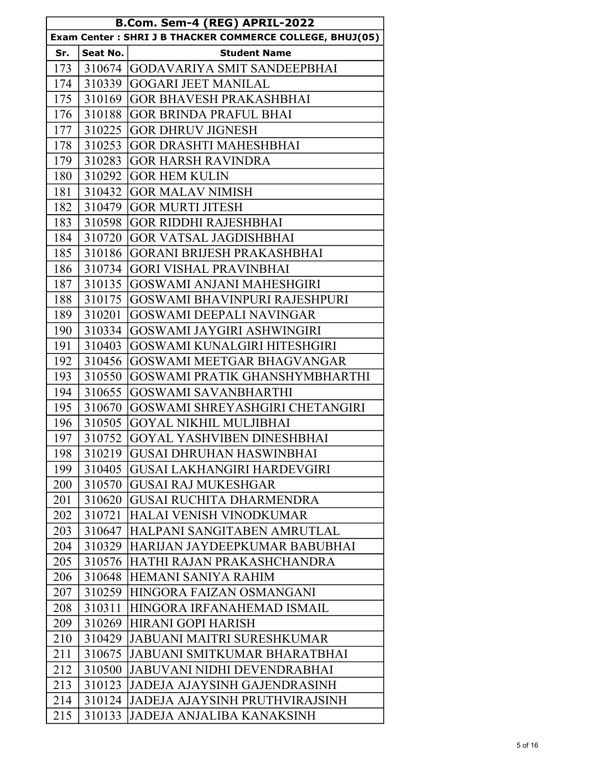| B.Com. Sem-4 (REG) APRIL-2022 | | |
|---|---|---|
| **Exam Center : SHRI J B THACKER COMMERCE COLLEGE, BHUJ(05)** | | |
| **Sr.** | **Seat No.** | **Student Name** |
| 173 | 310674 | GODAVARIYA SMIT SANDEEPBHAI |
| 174 | 310339 | GOGARI JEET MANILAL |
| 175 | 310169 | GOR BHAVESH PRAKASHBHAI |
| 176 | 310188 | GOR BRINDA PRAFUL BHAI |
| 177 | 310225 | GOR DHRUV JIGNESH |
| 178 | 310253 | GOR DRASHTI MAHESHBHAI |
| 179 | 310283 | GOR HARSH RAVINDRA |
| 180 | 310292 | GOR HEM KULIN |
| 181 | 310432 | GOR MALAV NIMISH |
| 182 | 310479 | GOR MURTI JITESH |
| 183 | 310598 | GOR RIDDHI RAJESHBHAI |
| 184 | 310720 | GOR VATSAL JAGDISHBHAI |
| 185 | 310186 | GORANI BRIJESH PRAKASHBHAI |
| 186 | 310734 | GORI VISHAL PRAVINBHAI |
| 187 | 310135 | GOSWAMI ANJANI MAHESHGIRI |
| 188 | 310175 | GOSWAMI BHAVINPURI RAJESHPURI |
| 189 | 310201 | GOSWAMI DEEPALI NAVINGAR |
| 190 | 310334 | GOSWAMI JAYGIRI ASHWINGIRI |
| 191 | 310403 | GOSWAMI KUNALGIRI HITESHGIRI |
| 192 | 310456 | GOSWAMI MEETGAR BHAGVANGAR |
| 193 | 310550 | GOSWAMI PRATIK GHANSHYMBHARTHI |
| 194 | 310655 | GOSWAMI SAVANBHARTHI |
| 195 | 310670 | GOSWAMI SHREYASHGIRI CHETANGIRI |
| 196 | 310505 | GOYAL NIKHIL MULJIBHAI |
| 197 | 310752 | GOYAL YASHVIBEN DINESHBHAI |
| 198 | 310219 | GUSAI DHRUHAN HASWINBHAI |
| 199 | 310405 | GUSAI LAKHANGIRI HARDEVGIRI |
| 200 | 310570 | GUSAI RAJ MUKESHGAR |
| 201 | 310620 | GUSAI RUCHITA DHARMENDRA |
| 202 | 310721 | HALAI VENISH VINODKUMAR |
| 203 | 310647 | HALPANI SANGITABEN AMRUTLAL |
| 204 | 310329 | HARIJAN JAYDEEPKUMAR BABUBHAI |
| 205 | 310576 | HATHI RAJAN PRAKASHCHANDRA |
| 206 | 310648 | HEMANI SANIYA RAHIM |
| 207 | 310259 | HINGORA FAIZAN OSMANGANI |
| 208 | 310311 | HINGORA IRFANAHEMAD ISMAIL |
| 209 | 310269 | HIRANI GOPI HARISH |
| 210 | 310429 | JABUANI MAITRI SURESHKUMAR |
| 211 | 310675 | JABUANI SMITKUMAR BHARATBHAI |
| 212 | 310500 | JABUVANI NIDHI DEVENDRABHAI |
| 213 | 310123 | JADEJA AJAYSINH GAJENDRASINH |
| 214 | 310124 | JADEJA AJAYSINH PRUTHVIRAJSINH |
| 215 | 310133 | JADEJA ANJALIBA KANAKSINH |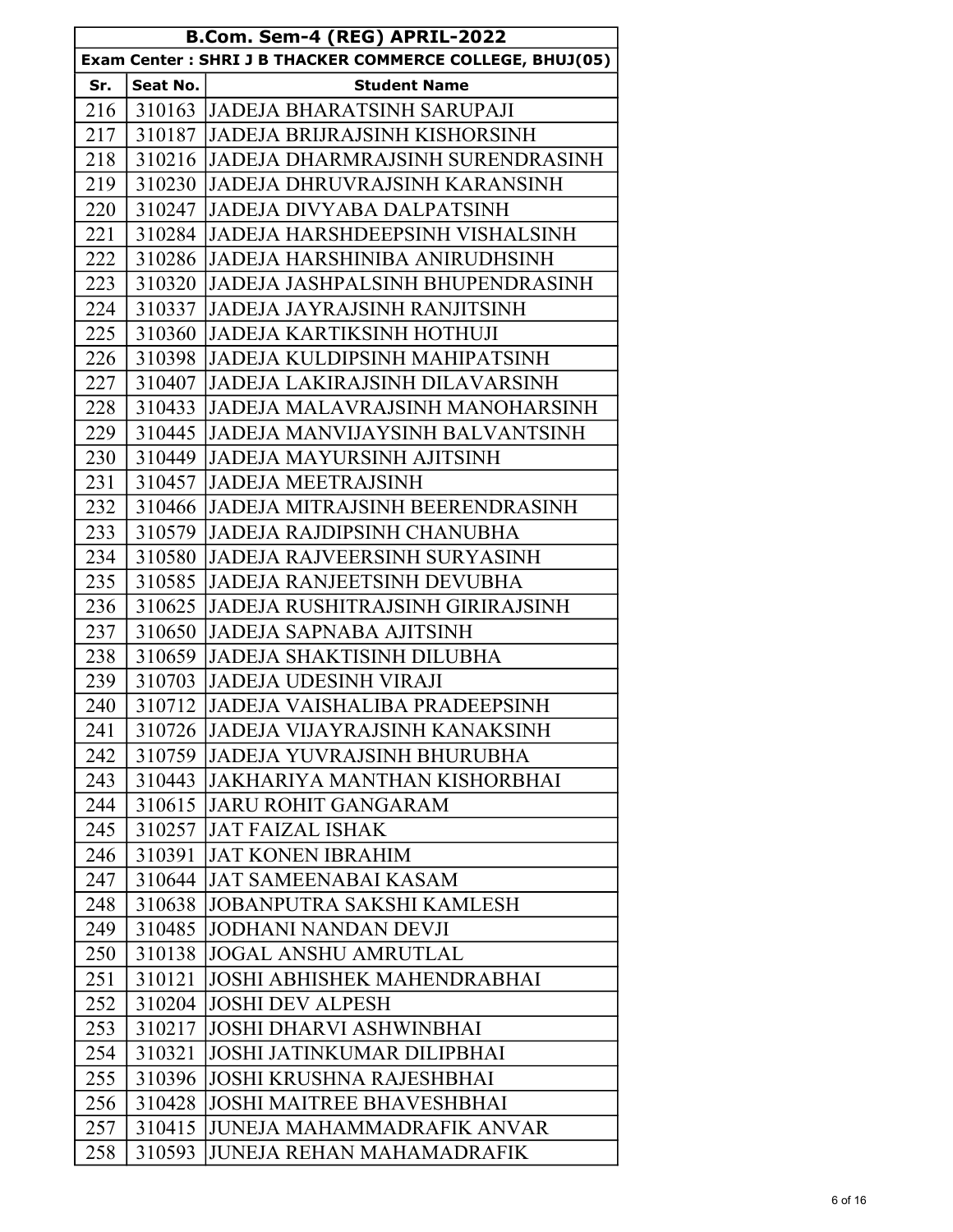| B.Com. Sem-4 (REG) APRIL-2022 | | |
|---|---|---|
| **Exam Center : SHRI J B THACKER COMMERCE COLLEGE, BHUJ(05)** | | |
| **Sr.** | **Seat No.** | **Student Name** |
| 216 | 310163 | JADEJA BHARATSINH SARUPAJI |
| 217 | 310187 | JADEJA BRIJRAJSINH KISHORSINH |
| 218 | 310216 | JADEJA DHARMRAJSINH SURENDRASINH |
| 219 | 310230 | JADEJA DHRUVRAJSINH KARANSINH |
| 220 | 310247 | JADEJA DIVYABA DALPATSINH |
| 221 | 310284 | JADEJA HARSHDEEPSINH VISHALSINH |
| 222 | 310286 | JADEJA HARSHINIBA ANIRUDHSINH |
| 223 | 310320 | JADEJA JASHPALSINH BHUPENDRASINH |
| 224 | 310337 | JADEJA JAYRAJSINH RANJITSINH |
| 225 | 310360 | JADEJA KARTIKSINH HOTHUJI |
| 226 | 310398 | JADEJA KULDIPSINH MAHIPATSINH |
| 227 | 310407 | JADEJA LAKIRAJSINH DILAVARSINH |
| 228 | 310433 | JADEJA MALAVRAJSINH MANOHARSINH |
| 229 | 310445 | JADEJA MANVIJAYSINH BALVANTSINH |
| 230 | 310449 | JADEJA MAYURSINH AJITSINH |
| 231 | 310457 | JADEJA MEETRAJSINH |
| 232 | 310466 | JADEJA MITRAJSINH BEERENDRASINH |
| 233 | 310579 | JADEJA RAJDIPSINH CHANUBHA |
| 234 | 310580 | JADEJA RAJVEERSINH SURYASINH |
| 235 | 310585 | JADEJA RANJEETSINH DEVUBHA |
| 236 | 310625 | JADEJA RUSHITRAJSINH GIRIRAJSINH |
| 237 | 310650 | JADEJA SAPNABA AJITSINH |
| 238 | 310659 | JADEJA SHAKTISINH DILUBHA |
| 239 | 310703 | JADEJA UDESINH VIRAJI |
| 240 | 310712 | JADEJA VAISHALIBA PRADEEPSINH |
| 241 | 310726 | JADEJA VIJAYRAJSINH KANAKSINH |
| 242 | 310759 | JADEJA YUVRAJSINH BHURUBHA |
| 243 | 310443 | JAKHARIYA MANTHAN KISHORBHAI |
| 244 | 310615 | JARU ROHIT GANGARAM |
| 245 | 310257 | JAT FAIZAL ISHAK |
| 246 | 310391 | JAT KONEN IBRAHIM |
| 247 | 310644 | JAT SAMEENABAI KASAM |
| 248 | 310638 | JOBANPUTRA SAKSHI KAMLESH |
| 249 | 310485 | JODHANI NANDAN DEVJI |
| 250 | 310138 | JOGAL ANSHU AMRUTLAL |
| 251 | 310121 | JOSHI ABHISHEK MAHENDRABHAI |
| 252 | 310204 | JOSHI DEV ALPESH |
| 253 | 310217 | JOSHI DHARVI ASHWINBHAI |
| 254 | 310321 | JOSHI JATINKUMAR DILIPBHAI |
| 255 | 310396 | JOSHI KRUSHNA RAJESHBHAI |
| 256 | 310428 | JOSHI MAITREE BHAVESHBHAI |
| 257 | 310415 | JUNEJA MAHAMMADRAFIK ANVAR |
| 258 | 310593 | JUNEJA REHAN MAHAMADRAFIK |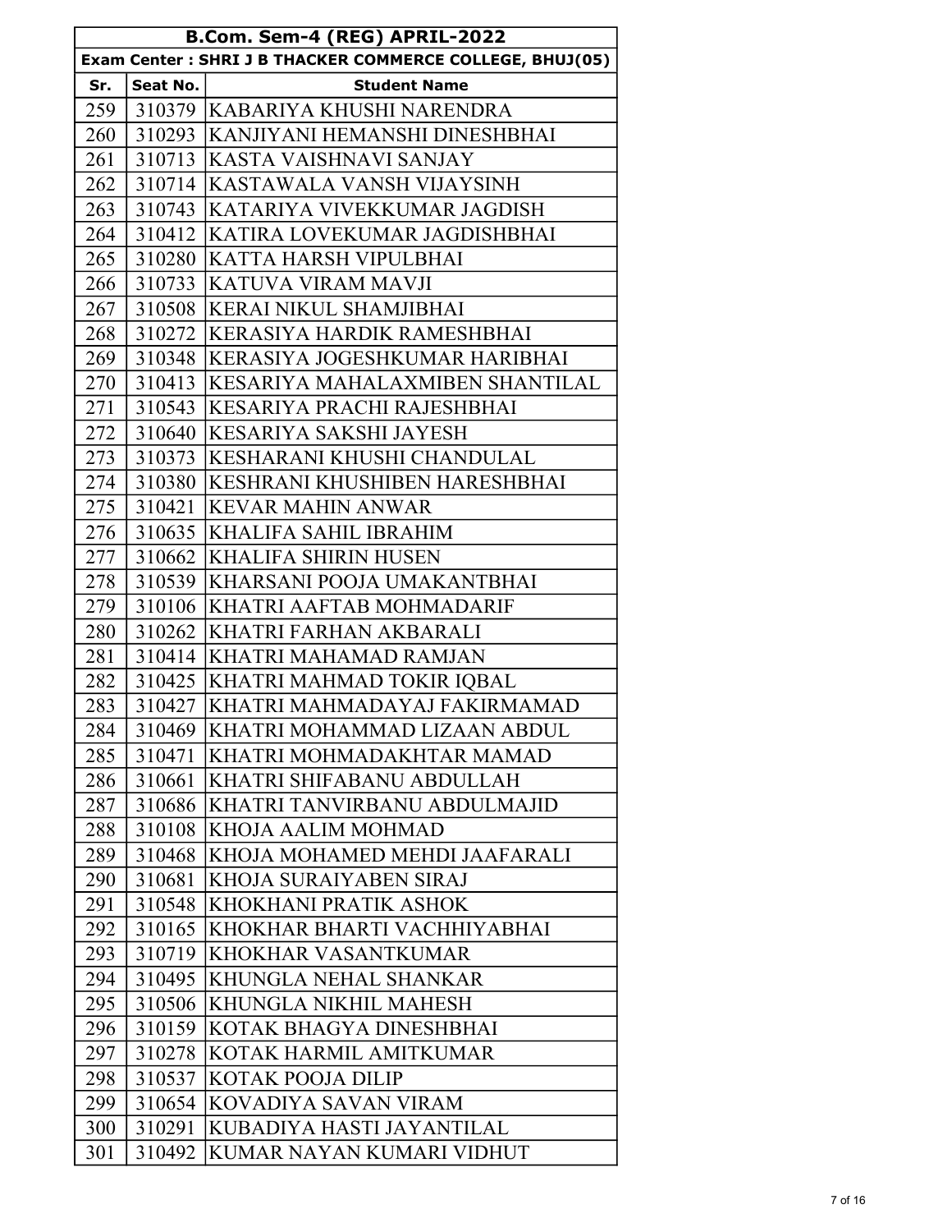| B.Com. Sem-4 (REG) APRIL-2022 | | |
|---|---|---|
| Exam Center : SHRI J B THACKER COMMERCE COLLEGE, BHUJ(05) | | |
| Sr. | Seat No. | Student Name |
| 259 | 310379 | KABARIYA KHUSHI NARENDRA |
| 260 | 310293 | KANJIYANI HEMANSHI DINESHBHAI |
| 261 | 310713 | KASTA VAISHNAVI SANJAY |
| 262 | 310714 | KASTAWALA VANSH VIJAYSINH |
| 263 | 310743 | KATARIYA VIVEKKUMAR JAGDISH |
| 264 | 310412 | KATIRA LOVEKUMAR JAGDISHBHAI |
| 265 | 310280 | KATTA HARSH VIPULBHAI |
| 266 | 310733 | KATUVA VIRAM MAVJI |
| 267 | 310508 | KERAI NIKUL SHAMJIBHAI |
| 268 | 310272 | KERASIYA HARDIK RAMESHBHAI |
| 269 | 310348 | KERASIYA JOGESHKUMAR HARIBHAI |
| 270 | 310413 | KESARIYA MAHALAXMIBEN SHANTILAL |
| 271 | 310543 | KESARIYA PRACHI RAJESHBHAI |
| 272 | 310640 | KESARIYA SAKSHI JAYESH |
| 273 | 310373 | KESHARANI KHUSHI CHANDULAL |
| 274 | 310380 | KESHRANI KHUSHIBEN HARESHBHAI |
| 275 | 310421 | KEVAR MAHIN ANWAR |
| 276 | 310635 | KHALIFA SAHIL IBRAHIM |
| 277 | 310662 | KHALIFA SHIRIN HUSEN |
| 278 | 310539 | KHARSANI POOJA UMAKANTBHAI |
| 279 | 310106 | KHATRI AAFTAB MOHMADARIF |
| 280 | 310262 | KHATRI FARHAN AKBARALI |
| 281 | 310414 | KHATRI MAHAMAD RAMJAN |
| 282 | 310425 | KHATRI MAHMAD TOKIR IQBAL |
| 283 | 310427 | KHATRI MAHMADAYAJ FAKIRMAMAD |
| 284 | 310469 | KHATRI MOHAMMAD LIZAAN ABDUL |
| 285 | 310471 | KHATRI MOHMADAKHTAR MAMAD |
| 286 | 310661 | KHATRI SHIFABANU ABDULLAH |
| 287 | 310686 | KHATRI TANVIRBANU ABDULMAJID |
| 288 | 310108 | KHOJA AALIM MOHMAD |
| 289 | 310468 | KHOJA MOHAMED MEHDI JAAFARALI |
| 290 | 310681 | KHOJA SURAIYABEN SIRAJ |
| 291 | 310548 | KHOKHANI PRATIK ASHOK |
| 292 | 310165 | KHOKHAR BHARTI VACHHIYABHAI |
| 293 | 310719 | KHOKHAR VASANTKUMAR |
| 294 | 310495 | KHUNGLA NEHAL SHANKAR |
| 295 | 310506 | KHUNGLA NIKHIL MAHESH |
| 296 | 310159 | KOTAK BHAGYA DINESHBHAI |
| 297 | 310278 | KOTAK HARMIL AMITKUMAR |
| 298 | 310537 | KOTAK POOJA DILIP |
| 299 | 310654 | KOVADIYA SAVAN VIRAM |
| 300 | 310291 | KUBADIYA HASTI JAYANTILAL |
| 301 | 310492 | KUMAR NAYAN KUMARI VIDHUT |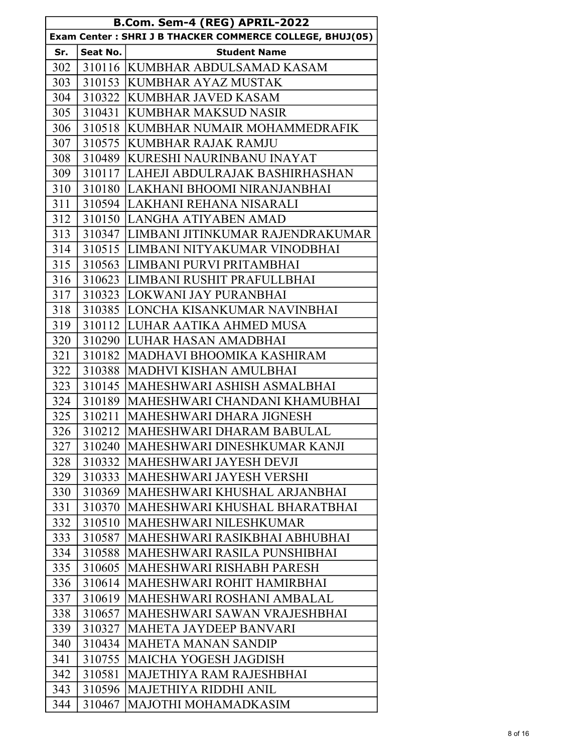| B.Com. Sem-4 (REG) APRIL-2022 | | |
|---|---|---|
| Exam Center : SHRI J B THACKER COMMERCE COLLEGE, BHUJ(05) | | |
| **Sr.** | **Seat No.** | **Student Name** |
| 302 | 310116 | KUMBHAR ABDULSAMAD KASAM |
| 303 | 310153 | KUMBHAR AYAZ MUSTAK |
| 304 | 310322 | KUMBHAR JAVED KASAM |
| 305 | 310431 | KUMBHAR MAKSUD NASIR |
| 306 | 310518 | KUMBHAR NUMAIR MOHAMMEDRAFIK |
| 307 | 310575 | KUMBHAR RAJAK RAMJU |
| 308 | 310489 | KURESHI NAURINBANU INAYAT |
| 309 | 310117 | LAHEJI ABDULRAJAK BASHIRHASHAN |
| 310 | 310180 | LAKHANI BHOOMI NIRANJANBHAI |
| 311 | 310594 | LAKHANI REHANA NISARALI |
| 312 | 310150 | LANGHA ATIYABEN AMAD |
| 313 | 310347 | LIMBANI JITINKUMAR RAJENDRAKUMAR |
| 314 | 310515 | LIMBANI NITYAKUMAR VINODBHAI |
| 315 | 310563 | LIMBANI PURVI PRITAMBHAI |
| 316 | 310623 | LIMBANI RUSHIT PRAFULLBHAI |
| 317 | 310323 | LOKWANI JAY PURANBHAI |
| 318 | 310385 | LONCHA KISANKUMAR NAVINBHAI |
| 319 | 310112 | LUHAR AATIKA AHMED MUSA |
| 320 | 310290 | LUHAR HASAN AMADBHAI |
| 321 | 310182 | MADHAVI BHOOMIKA KASHIRAM |
| 322 | 310388 | MADHVI KISHAN AMULBHAI |
| 323 | 310145 | MAHESHWARI ASHISH ASMALBHAI |
| 324 | 310189 | MAHESHWARI CHANDANI KHAMUBHAI |
| 325 | 310211 | MAHESHWARI DHARA JIGNESH |
| 326 | 310212 | MAHESHWARI DHARAM BABULAL |
| 327 | 310240 | MAHESHWARI DINESHKUMAR KANJI |
| 328 | 310332 | MAHESHWARI JAYESH DEVJI |
| 329 | 310333 | MAHESHWARI JAYESH VERSHI |
| 330 | 310369 | MAHESHWARI KHUSHAL ARJANBHAI |
| 331 | 310370 | MAHESHWARI KHUSHAL BHARATBHAI |
| 332 | 310510 | MAHESHWARI NILESHKUMAR |
| 333 | 310587 | MAHESHWARI RASIKBHAI ABHUBHAI |
| 334 | 310588 | MAHESHWARI RASILA PUNSHIBHAI |
| 335 | 310605 | MAHESHWARI RISHABH PARESH |
| 336 | 310614 | MAHESHWARI ROHIT HAMIRBHAI |
| 337 | 310619 | MAHESHWARI ROSHANI AMBALAL |
| 338 | 310657 | MAHESHWARI SAWAN VRAJESHBHAI |
| 339 | 310327 | MAHETA JAYDEEP BANVARI |
| 340 | 310434 | MAHETA MANAN SANDIP |
| 341 | 310755 | MAICHA YOGESH JAGDISH |
| 342 | 310581 | MAJETHIYA RAM RAJESHBHAI |
| 343 | 310596 | MAJETHIYA RIDDHI ANIL |
| 344 | 310467 | MAJOTHI MOHAMADKASIM |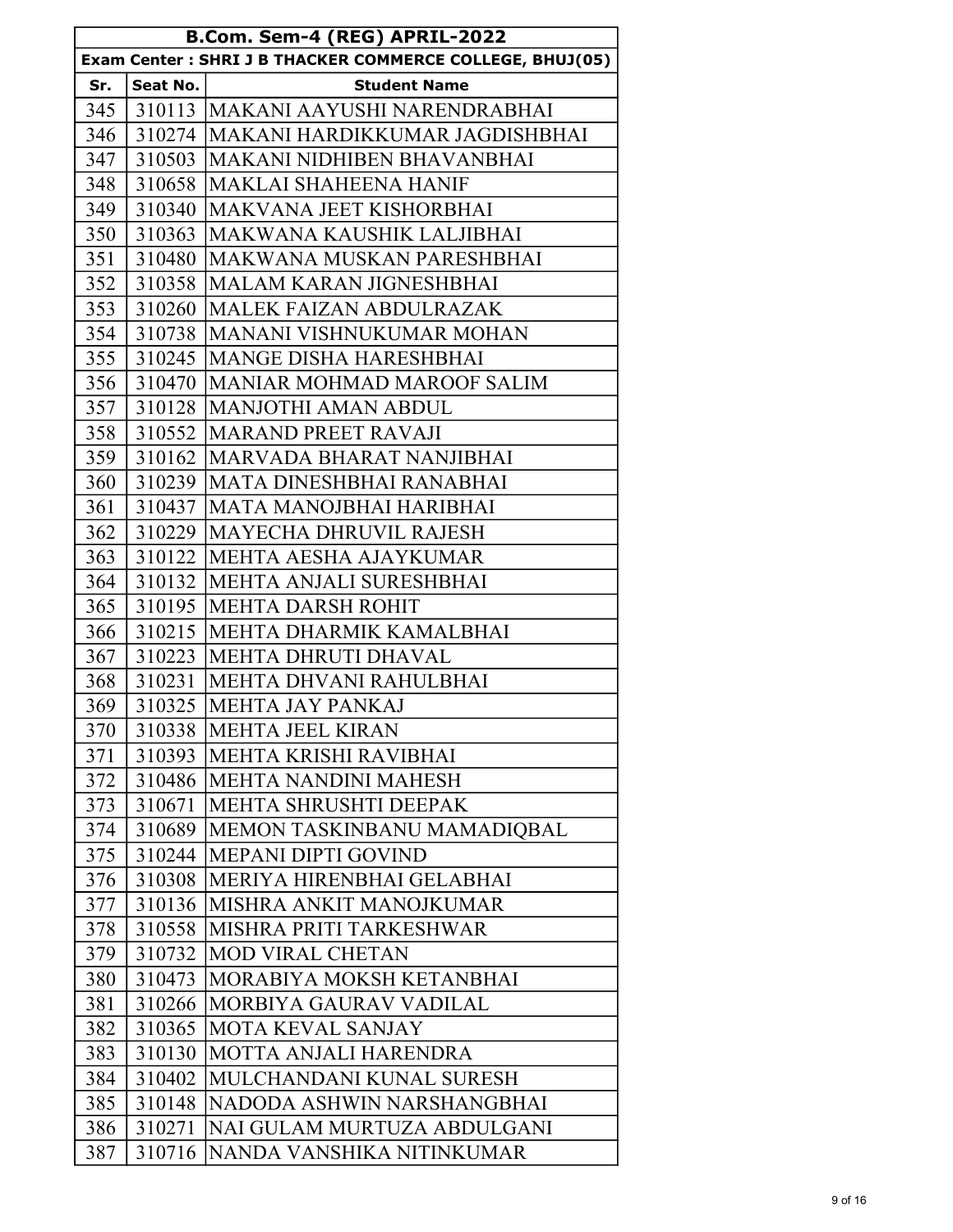| B.Com. Sem-4 (REG) APRIL-2022 | | |
|---|---|---|
| Exam Center : SHRI J B THACKER COMMERCE COLLEGE, BHUJ(05) | | |
| **Sr.** | **Seat No.** | **Student Name** |
| 345 | 310113 | MAKANI AAYUSHI NARENDRABHAI |
| 346 | 310274 | MAKANI HARDIKKUMAR JAGDISHBHAI |
| 347 | 310503 | MAKANI NIDHIBEN BHAVANBHAI |
| 348 | 310658 | MAKLAI SHAHEENA HANIF |
| 349 | 310340 | MAKVANA JEET KISHORBHAI |
| 350 | 310363 | MAKWANA KAUSHIK LALJIBHAI |
| 351 | 310480 | MAKWANA MUSKAN PARESHBHAI |
| 352 | 310358 | MALAM KARAN JIGNESHBHAI |
| 353 | 310260 | MALEK FAIZAN ABDULRAZAK |
| 354 | 310738 | MANANI VISHNUKUMAR MOHAN |
| 355 | 310245 | MANGE DISHA HARESHBHAI |
| 356 | 310470 | MANIAR MOHMAD MAROOF SALIM |
| 357 | 310128 | MANJOTHI AMAN ABDUL |
| 358 | 310552 | MARAND PREET RAVAJI |
| 359 | 310162 | MARVADA BHARAT NANJIBHAI |
| 360 | 310239 | MATA DINESHBHAI RANABHAI |
| 361 | 310437 | MATA MANOJBHAI HARIBHAI |
| 362 | 310229 | MAYECHA DHRUVIL RAJESH |
| 363 | 310122 | MEHTA AESHA AJAYKUMAR |
| 364 | 310132 | MEHTA ANJALI SURESHBHAI |
| 365 | 310195 | MEHTA DARSH ROHIT |
| 366 | 310215 | MEHTA DHARMIK KAMALBHAI |
| 367 | 310223 | MEHTA DHRUTI DHAVAL |
| 368 | 310231 | MEHTA DHVANI RAHULBHAI |
| 369 | 310325 | MEHTA JAY PANKAJ |
| 370 | 310338 | MEHTA JEEL KIRAN |
| 371 | 310393 | MEHTA KRISHI RAVIBHAI |
| 372 | 310486 | MEHTA NANDINI MAHESH |
| 373 | 310671 | MEHTA SHRUSHTI DEEPAK |
| 374 | 310689 | MEMON TASKINBANU MAMADIQBAL |
| 375 | 310244 | MEPANI DIPTI GOVIND |
| 376 | 310308 | MERIYA HIRENBHAI GELABHAI |
| 377 | 310136 | MISHRA ANKIT MANOJKUMAR |
| 378 | 310558 | MISHRA PRITI TARKESHWAR |
| 379 | 310732 | MOD VIRAL CHETAN |
| 380 | 310473 | MORABIYA MOKSH KETANBHAI |
| 381 | 310266 | MORBIYA GAURAV VADILAL |
| 382 | 310365 | MOTA KEVAL SANJAY |
| 383 | 310130 | MOTTA ANJALI HARENDRA |
| 384 | 310402 | MULCHANDANI KUNAL SURESH |
| 385 | 310148 | NADODA ASHWIN NARSHANGBHAI |
| 386 | 310271 | NAI GULAM MURTUZA ABDULGANI |
| 387 | 310716 | NANDA VANSHIKA NITINKUMAR |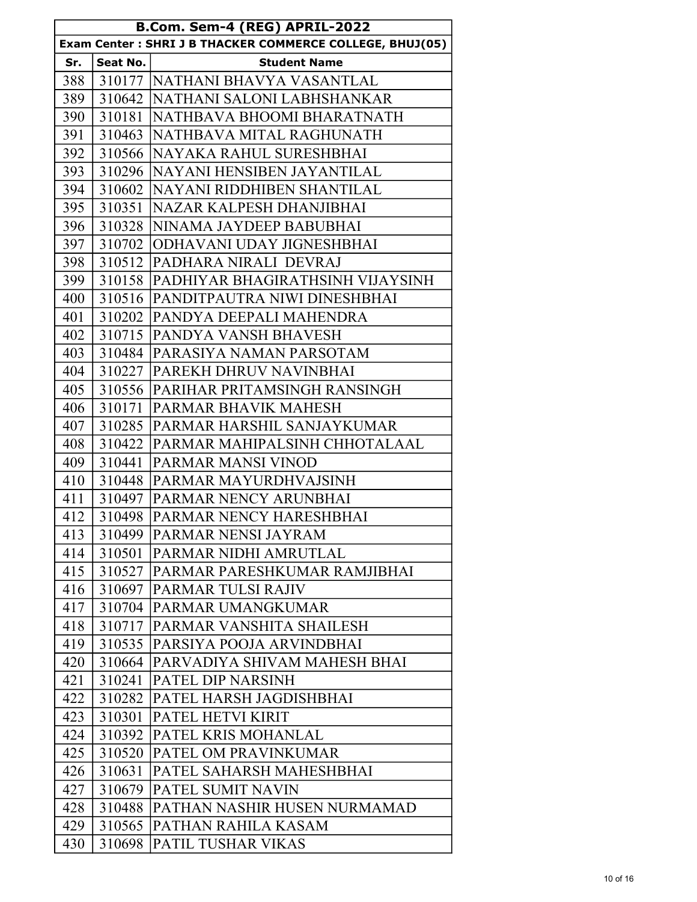| B.Com. Sem-4 (REG) APRIL-2022 | | |
|---|---|---|
| **Exam Center : SHRI J B THACKER COMMERCE COLLEGE, BHUJ(05)** | | |
| **Sr.** | **Seat No.** | **Student Name** |
| 388 | 310177 | NATHANI BHAVYA VASANTLAL |
| 389 | 310642 | NATHANI SALONI LABHSHANKAR |
| 390 | 310181 | NATHBAVA BHOOMI BHARATNATH |
| 391 | 310463 | NATHBAVA MITAL RAGHUNATH |
| 392 | 310566 | NAYAKA RAHUL SURESHBHAI |
| 393 | 310296 | NAYANI HENSIBEN JAYANTILAL |
| 394 | 310602 | NAYANI RIDDHIBEN SHANTILAL |
| 395 | 310351 | NAZAR KALPESH DHANJIBHAI |
| 396 | 310328 | NINAMA JAYDEEP BABUBHAI |
| 397 | 310702 | ODHAVANI UDAY JIGNESHBHAI |
| 398 | 310512 | PADHARA NIRALI DEVRAJ |
| 399 | 310158 | PADHIYAR BHAGIRATHSINH VIJAYSINH |
| 400 | 310516 | PANDITPAUTRA NIWI DINESHBHAI |
| 401 | 310202 | PANDYA DEEPALI MAHENDRA |
| 402 | 310715 | PANDYA VANSH BHAVESH |
| 403 | 310484 | PARASIYA NAMAN PARSOTAM |
| 404 | 310227 | PAREKH DHRUV NAVINBHAI |
| 405 | 310556 | PARIHAR PRITAMSINGH RANSINGH |
| 406 | 310171 | PARMAR BHAVIK MAHESH |
| 407 | 310285 | PARMAR HARSHIL SANJAYKUMAR |
| 408 | 310422 | PARMAR MAHIPALSINH CHHOTALAAL |
| 409 | 310441 | PARMAR MANSI VINOD |
| 410 | 310448 | PARMAR MAYURDHVAJSINH |
| 411 | 310497 | PARMAR NENCY ARUNBHAI |
| 412 | 310498 | PARMAR NENCY HARESHBHAI |
| 413 | 310499 | PARMAR NENSI JAYRAM |
| 414 | 310501 | PARMAR NIDHI AMRUTLAL |
| 415 | 310527 | PARMAR PARESHKUMAR RAMJIBHAI |
| 416 | 310697 | PARMAR TULSI RAJIV |
| 417 | 310704 | PARMAR UMANGKUMAR |
| 418 | 310717 | PARMAR VANSHITA SHAILESH |
| 419 | 310535 | PARSIYA POOJA ARVINDBHAI |
| 420 | 310664 | PARVADIYA SHIVAM MAHESH BHAI |
| 421 | 310241 | PATEL DIP NARSINH |
| 422 | 310282 | PATEL HARSH JAGDISHBHAI |
| 423 | 310301 | PATEL HETVI KIRIT |
| 424 | 310392 | PATEL KRIS MOHANLAL |
| 425 | 310520 | PATEL OM PRAVINKUMAR |
| 426 | 310631 | PATEL SAHARSH MAHESHBHAI |
| 427 | 310679 | PATEL SUMIT NAVIN |
| 428 | 310488 | PATHAN NASHIR HUSEN NURMAMAD |
| 429 | 310565 | PATHAN RAHILA KASAM |
| 430 | 310698 | PATIL TUSHAR VIKAS |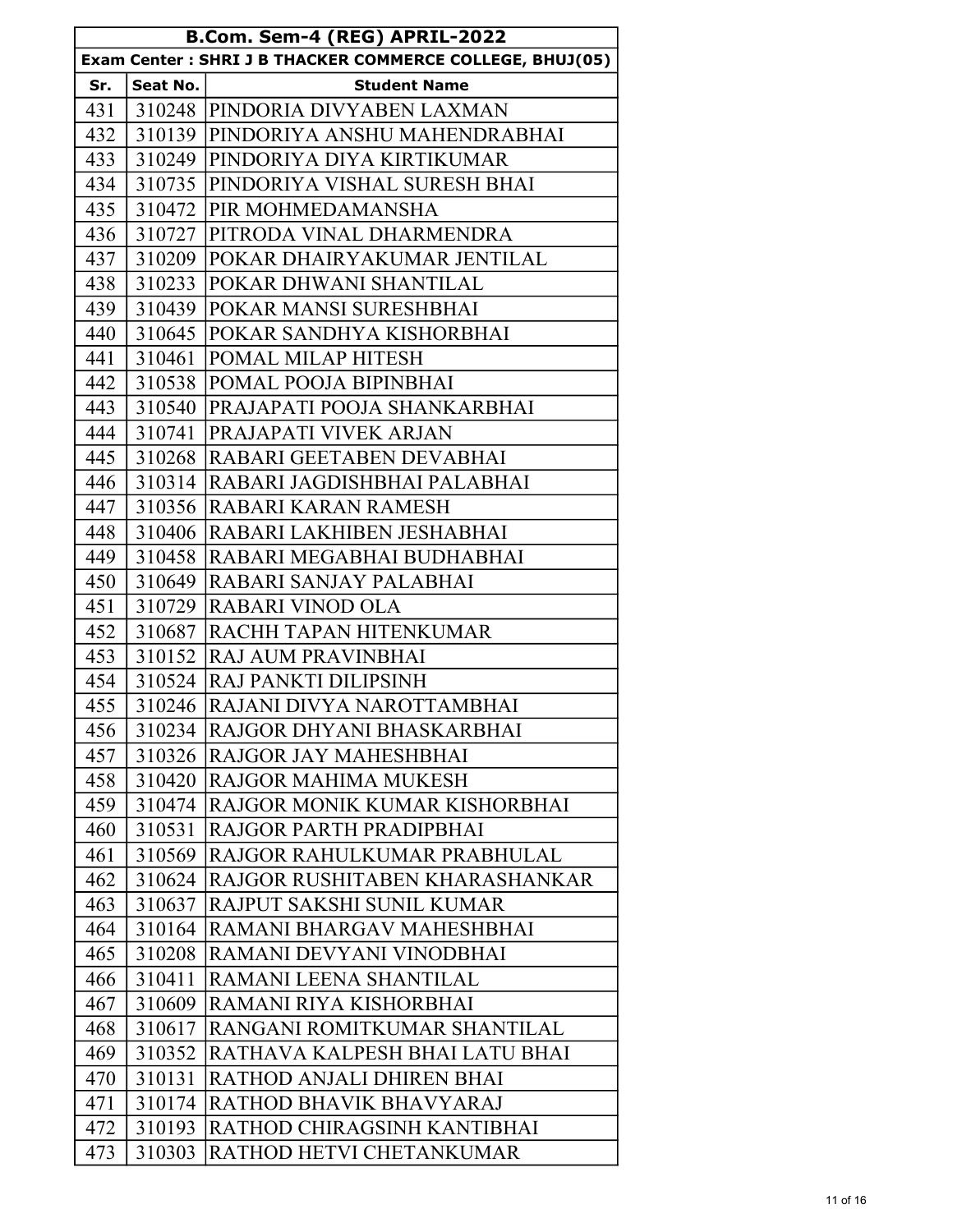| B.Com. Sem-4 (REG) APRIL-2022 | | |
|---|---|---|
| Exam Center : SHRI J B THACKER COMMERCE COLLEGE, BHUJ(05) | | |
| **Sr.** | **Seat No.** | **Student Name** |
| 431 | 310248 | PINDORIA DIVYABEN LAXMAN |
| 432 | 310139 | PINDORIYA ANSHU MAHENDRABHAI |
| 433 | 310249 | PINDORIYA DIYA KIRTIKUMAR |
| 434 | 310735 | PINDORIYA VISHAL SURESH BHAI |
| 435 | 310472 | PIR MOHMEDAMANSHA |
| 436 | 310727 | PITRODA VINAL DHARMENDRA |
| 437 | 310209 | POKAR DHAIRYAKUMAR JENTILAL |
| 438 | 310233 | POKAR DHWANI SHANTILAL |
| 439 | 310439 | POKAR MANSI SURESHBHAI |
| 440 | 310645 | POKAR SANDHYA KISHORBHAI |
| 441 | 310461 | POMAL MILAP HITESH |
| 442 | 310538 | POMAL POOJA BIPINBHAI |
| 443 | 310540 | PRAJAPATI POOJA SHANKARBHAI |
| 444 | 310741 | PRAJAPATI VIVEK ARJAN |
| 445 | 310268 | RABARI GEETABEN DEVABHAI |
| 446 | 310314 | RABARI JAGDISHBHAI PALABHAI |
| 447 | 310356 | RABARI KARAN RAMESH |
| 448 | 310406 | RABARI LAKHIBEN JESHABHAI |
| 449 | 310458 | RABARI MEGABHAI BUDHABHAI |
| 450 | 310649 | RABARI SANJAY PALABHAI |
| 451 | 310729 | RABARI VINOD OLA |
| 452 | 310687 | RACHH TAPAN HITENKUMAR |
| 453 | 310152 | RAJ AUM PRAVINBHAI |
| 454 | 310524 | RAJ PANKTI DILIPSINH |
| 455 | 310246 | RAJANI DIVYA NAROTTAMBHAI |
| 456 | 310234 | RAJGOR DHYANI BHASKARBHAI |
| 457 | 310326 | RAJGOR JAY MAHESHBHAI |
| 458 | 310420 | RAJGOR MAHIMA MUKESH |
| 459 | 310474 | RAJGOR MONIK KUMAR KISHORBHAI |
| 460 | 310531 | RAJGOR PARTH PRADIPBHAI |
| 461 | 310569 | RAJGOR RAHULKUMAR PRABHULAL |
| 462 | 310624 | RAJGOR RUSHITABEN KHARASHANKAR |
| 463 | 310637 | RAJPUT SAKSHI SUNIL KUMAR |
| 464 | 310164 | RAMANI BHARGAV MAHESHBHAI |
| 465 | 310208 | RAMANI DEVYANI VINODBHAI |
| 466 | 310411 | RAMANI LEENA SHANTILAL |
| 467 | 310609 | RAMANI RIYA KISHORBHAI |
| 468 | 310617 | RANGANI ROMITKUMAR SHANTILAL |
| 469 | 310352 | RATHAVA KALPESH BHAI LATU BHAI |
| 470 | 310131 | RATHOD ANJALI DHIREN BHAI |
| 471 | 310174 | RATHOD BHAVIK BHAVYARAJ |
| 472 | 310193 | RATHOD CHIRAGSINH KANTIBHAI |
| 473 | 310303 | RATHOD HETVI CHETANKUMAR |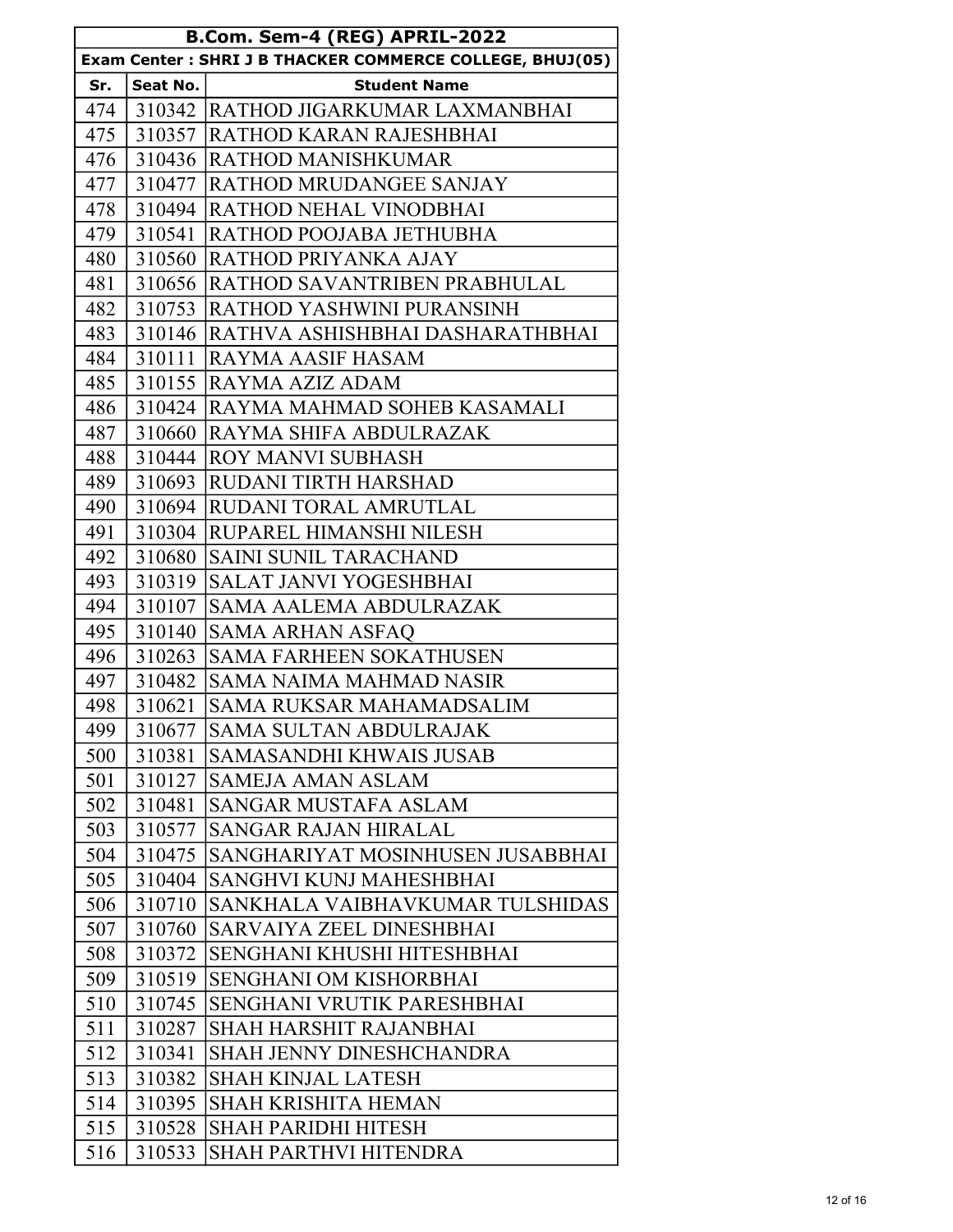| B.Com. Sem-4 (REG) APRIL-2022 | | |
|---|---|---|
| Exam Center : SHRI J B THACKER COMMERCE COLLEGE, BHUJ(05) | | |
| **Sr.** | **Seat No.** | **Student Name** |
| 474 | 310342 | RATHOD JIGARKUMAR LAXMANBHAI |
| 475 | 310357 | RATHOD KARAN RAJESHBHAI |
| 476 | 310436 | RATHOD MANISHKUMAR |
| 477 | 310477 | RATHOD MRUDANGEE SANJAY |
| 478 | 310494 | RATHOD NEHAL VINODBHAI |
| 479 | 310541 | RATHOD POOJABA JETHUBHA |
| 480 | 310560 | RATHOD PRIYANKA AJAY |
| 481 | 310656 | RATHOD SAVANTRIBEN PRABHULAL |
| 482 | 310753 | RATHOD YASHWINI PURANSINH |
| 483 | 310146 | RATHVA ASHISHBHAI DASHARATHBHAI |
| 484 | 310111 | RAYMA AASIF HASAM |
| 485 | 310155 | RAYMA AZIZ ADAM |
| 486 | 310424 | RAYMA MAHMAD SOHEB KASAMALI |
| 487 | 310660 | RAYMA SHIFA ABDULRAZAK |
| 488 | 310444 | ROY MANVI SUBHASH |
| 489 | 310693 | RUDANI TIRTH HARSHAD |
| 490 | 310694 | RUDANI TORAL AMRUTLAL |
| 491 | 310304 | RUPAREL HIMANSHI NILESH |
| 492 | 310680 | SAINI SUNIL TARACHAND |
| 493 | 310319 | SALAT JANVI YOGESHBHAI |
| 494 | 310107 | SAMA AALEMA ABDULRAZAK |
| 495 | 310140 | SAMA ARHAN ASFAQ |
| 496 | 310263 | SAMA FARHEEN SOKATHUSEN |
| 497 | 310482 | SAMA NAIMA MAHMAD NASIR |
| 498 | 310621 | SAMA RUKSAR MAHAMADSALIM |
| 499 | 310677 | SAMA SULTAN ABDULRAJAK |
| 500 | 310381 | SAMASANDHI KHWAIS JUSAB |
| 501 | 310127 | SAMEJA AMAN ASLAM |
| 502 | 310481 | SANGAR MUSTAFA ASLAM |
| 503 | 310577 | SANGAR RAJAN HIRALAL |
| 504 | 310475 | SANGHARIYAT MOSINHUSEN JUSABBHAI |
| 505 | 310404 | SANGHVI KUNJ MAHESHBHAI |
| 506 | 310710 | SANKHALA VAIBHAVKUMAR TULSHIDAS |
| 507 | 310760 | SARVAIYA ZEEL DINESHBHAI |
| 508 | 310372 | SENGHANI KHUSHI HITESHBHAI |
| 509 | 310519 | SENGHANI OM KISHORBHAI |
| 510 | 310745 | SENGHANI VRUTIK PARESHBHAI |
| 511 | 310287 | SHAH HARSHIT RAJANBHAI |
| 512 | 310341 | SHAH JENNY DINESHCHANDRA |
| 513 | 310382 | SHAH KINJAL LATESH |
| 514 | 310395 | SHAH KRISHITA HEMAN |
| 515 | 310528 | SHAH PARIDHI HITESH |
| 516 | 310533 | SHAH PARTHVI HITENDRA |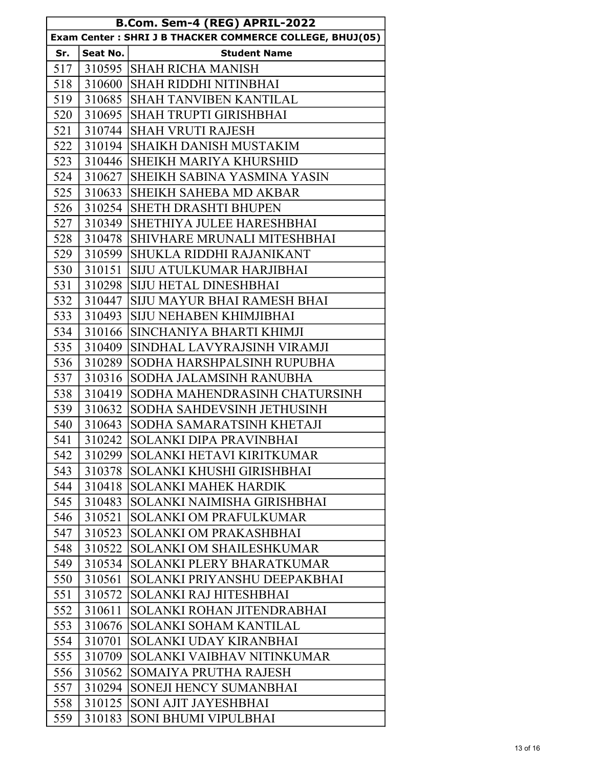| B.Com. Sem-4 (REG) APRIL-2022 | | |
|---|---|---|
| Exam Center : SHRI J B THACKER COMMERCE COLLEGE, BHUJ(05) | | |
| **Sr.** | **Seat No.** | **Student Name** |
| 517 | 310595 | SHAH RICHA MANISH |
| 518 | 310600 | SHAH RIDDHI NITINBHAI |
| 519 | 310685 | SHAH TANVIBEN KANTILAL |
| 520 | 310695 | SHAH TRUPTI GIRISHBHAI |
| 521 | 310744 | SHAH VRUTI RAJESH |
| 522 | 310194 | SHAIKH DANISH MUSTAKIM |
| 523 | 310446 | SHEIKH MARIYA KHURSHID |
| 524 | 310627 | SHEIKH SABINA YASMINA YASIN |
| 525 | 310633 | SHEIKH SAHEBA MD AKBAR |
| 526 | 310254 | SHETH DRASHTI BHUPEN |
| 527 | 310349 | SHETHIYA JULEE HARESHBHAI |
| 528 | 310478 | SHIVHARE MRUNALI MITESHBHAI |
| 529 | 310599 | SHUKLA RIDDHI RAJANIKANT |
| 530 | 310151 | SIJU ATULKUMAR HARJIBHAI |
| 531 | 310298 | SIJU HETAL DINESHBHAI |
| 532 | 310447 | SIJU MAYUR BHAI RAMESH BHAI |
| 533 | 310493 | SIJU NEHABEN KHIMJIBHAI |
| 534 | 310166 | SINCHANIYA BHARTI KHIMJI |
| 535 | 310409 | SINDHAL LAVYRAJSINH VIRAMJI |
| 536 | 310289 | SODHA HARSHPALSINH RUPUBHA |
| 537 | 310316 | SODHA JALAMSINH RANUBHA |
| 538 | 310419 | SODHA MAHENDRASINH CHATURSINH |
| 539 | 310632 | SODHA SAHDEVSINH JETHUSINH |
| 540 | 310643 | SODHA SAMARATSINH KHETAJI |
| 541 | 310242 | SOLANKI DIPA PRAVINBHAI |
| 542 | 310299 | SOLANKI HETAVI KIRITKUMAR |
| 543 | 310378 | SOLANKI KHUSHI GIRISHBHAI |
| 544 | 310418 | SOLANKI MAHEK HARDIK |
| 545 | 310483 | SOLANKI NAIMISHA GIRISHBHAI |
| 546 | 310521 | SOLANKI OM PRAFULKUMAR |
| 547 | 310523 | SOLANKI OM PRAKASHBHAI |
| 548 | 310522 | SOLANKI OM SHAILESHKUMAR |
| 549 | 310534 | SOLANKI PLERY BHARATKUMAR |
| 550 | 310561 | SOLANKI PRIYANSHU DEEPAKBHAI |
| 551 | 310572 | SOLANKI RAJ HITESHBHAI |
| 552 | 310611 | SOLANKI ROHAN JITENDRABHAI |
| 553 | 310676 | SOLANKI SOHAM KANTILAL |
| 554 | 310701 | SOLANKI UDAY KIRANBHAI |
| 555 | 310709 | SOLANKI VAIBHAV NITINKUMAR |
| 556 | 310562 | SOMAIYA PRUTHA RAJESH |
| 557 | 310294 | SONEJI HENCY SUMANBHAI |
| 558 | 310125 | SONI AJIT JAYESHBHAI |
| 559 | 310183 | SONI BHUMI VIPULBHAI |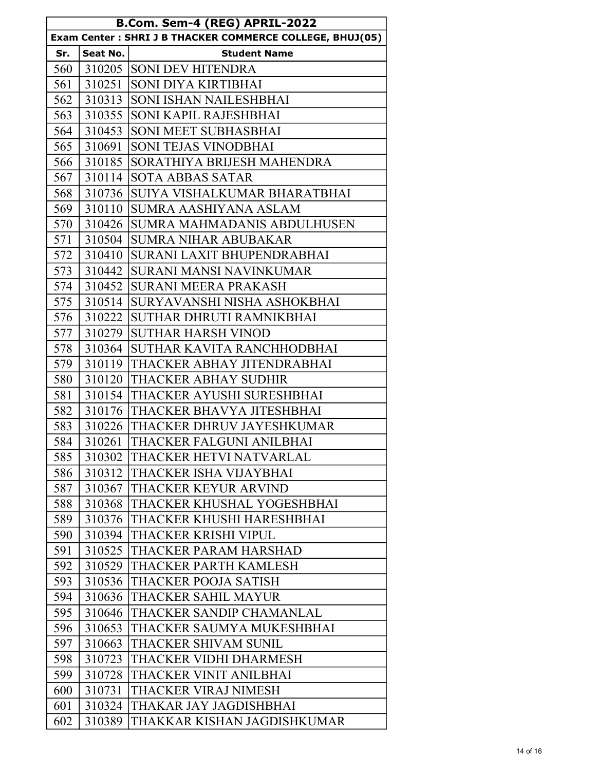| B.Com. Sem-4 (REG) APRIL-2022 | | |
|---|---|---|
| Exam Center : SHRI J B THACKER COMMERCE COLLEGE, BHUJ(05) | | |
| **Sr.** | **Seat No.** | **Student Name** |
| 560 | 310205 | SONI DEV HITENDRA |
| 561 | 310251 | SONI DIYA KIRTIBHAI |
| 562 | 310313 | SONI ISHAN NAILESHBHAI |
| 563 | 310355 | SONI KAPIL RAJESHBHAI |
| 564 | 310453 | SONI MEET SUBHASBHAI |
| 565 | 310691 | SONI TEJAS VINODBHAI |
| 566 | 310185 | SORATHIYA BRIJESH MAHENDRA |
| 567 | 310114 | SOTA ABBAS SATAR |
| 568 | 310736 | SUIYA VISHALKUMAR BHARATBHAI |
| 569 | 310110 | SUMRA AASHIYANA ASLAM |
| 570 | 310426 | SUMRA MAHMADANIS ABDULHUSEN |
| 571 | 310504 | SUMRA NIHAR ABUBAKAR |
| 572 | 310410 | SURANI LAXIT BHUPENDRABHAI |
| 573 | 310442 | SURANI MANSI NAVINKUMAR |
| 574 | 310452 | SURANI MEERA PRAKASH |
| 575 | 310514 | SURYAVANSHI NISHA ASHOKBHAI |
| 576 | 310222 | SUTHAR DHRUTI RAMNIKBHAI |
| 577 | 310279 | SUTHAR HARSH VINOD |
| 578 | 310364 | SUTHAR KAVITA RANCHHODBHAI |
| 579 | 310119 | THACKER ABHAY JITENDRABHAI |
| 580 | 310120 | THACKER ABHAY SUDHIR |
| 581 | 310154 | THACKER AYUSHI SURESHBHAI |
| 582 | 310176 | THACKER BHAVYA JITESHBHAI |
| 583 | 310226 | THACKER DHRUV JAYESHKUMAR |
| 584 | 310261 | THACKER FALGUNI ANILBHAI |
| 585 | 310302 | THACKER HETVI NATVARLAL |
| 586 | 310312 | THACKER ISHA VIJAYBHAI |
| 587 | 310367 | THACKER KEYUR ARVIND |
| 588 | 310368 | THACKER KHUSHAL YOGESHBHAI |
| 589 | 310376 | THACKER KHUSHI HARESHBHAI |
| 590 | 310394 | THACKER KRISHI VIPUL |
| 591 | 310525 | THACKER PARAM HARSHAD |
| 592 | 310529 | THACKER PARTH KAMLESH |
| 593 | 310536 | THACKER POOJA SATISH |
| 594 | 310636 | THACKER SAHIL MAYUR |
| 595 | 310646 | THACKER SANDIP CHAMANLAL |
| 596 | 310653 | THACKER SAUMYA MUKESHBHAI |
| 597 | 310663 | THACKER SHIVAM SUNIL |
| 598 | 310723 | THACKER VIDHI DHARMESH |
| 599 | 310728 | THACKER VINIT ANILBHAI |
| 600 | 310731 | THACKER VIRAJ NIMESH |
| 601 | 310324 | THAKAR JAY JAGDISHBHAI |
| 602 | 310389 | THAKKAR KISHAN JAGDISHKUMAR |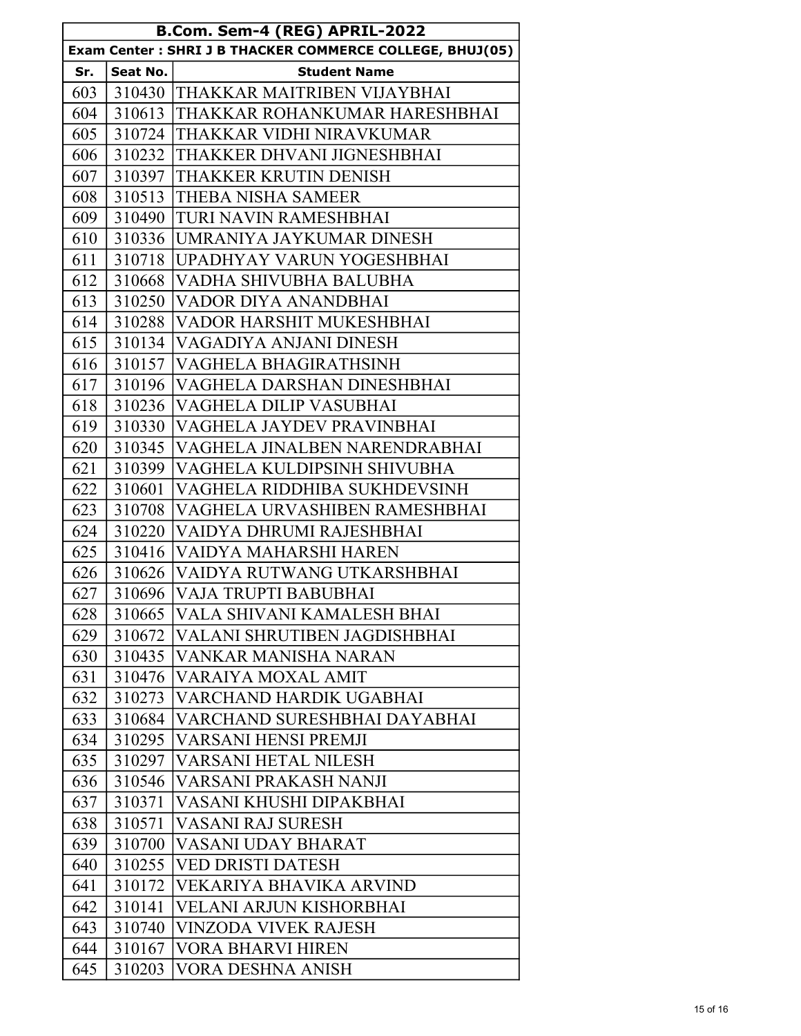| B.Com. Sem-4 (REG) APRIL-2022 | | |
|---|---|---|
| **Exam Center : SHRI J B THACKER COMMERCE COLLEGE, BHUJ(05)** | | |
| **Sr.** | **Seat No.** | **Student Name** |
| 603 | 310430 | THAKKAR MAITRIBEN VIJAYBHAI |
| 604 | 310613 | THAKKAR ROHANKUMAR HARESHBHAI |
| 605 | 310724 | THAKKAR VIDHI NIRAVKUMAR |
| 606 | 310232 | THAKKER DHVANI JIGNESHBHAI |
| 607 | 310397 | THAKKER KRUTIN DENISH |
| 608 | 310513 | THEBA NISHA SAMEER |
| 609 | 310490 | TURI NAVIN RAMESHBHAI |
| 610 | 310336 | UMRANIYA JAYKUMAR DINESH |
| 611 | 310718 | UPADHYAY VARUN YOGESHBHAI |
| 612 | 310668 | VADHA SHIVUBHA BALUBHA |
| 613 | 310250 | VADOR DIYA ANANDBHAI |
| 614 | 310288 | VADOR HARSHIT MUKESHBHAI |
| 615 | 310134 | VAGADIYA ANJANI DINESH |
| 616 | 310157 | VAGHELA BHAGIRATHSINH |
| 617 | 310196 | VAGHELA DARSHAN DINESHBHAI |
| 618 | 310236 | VAGHELA DILIP VASUBHAI |
| 619 | 310330 | VAGHELA JAYDEV PRAVINBHAI |
| 620 | 310345 | VAGHELA JINALBEN NARENDRABHAI |
| 621 | 310399 | VAGHELA KULDIPSINH SHIVUBHA |
| 622 | 310601 | VAGHELA RIDDHIBA SUKHDEVSINH |
| 623 | 310708 | VAGHELA URVASHIBEN RAMESHBHAI |
| 624 | 310220 | VAIDYA DHRUMI RAJESHBHAI |
| 625 | 310416 | VAIDYA MAHARSHI HAREN |
| 626 | 310626 | VAIDYA RUTWANG UTKARSHBHAI |
| 627 | 310696 | VAJA TRUPTI BABUBHAI |
| 628 | 310665 | VALA SHIVANI KAMALESH BHAI |
| 629 | 310672 | VALANI SHRUTIBEN JAGDISHBHAI |
| 630 | 310435 | VANKAR MANISHA NARAN |
| 631 | 310476 | VARAIYA MOXAL AMIT |
| 632 | 310273 | VARCHAND HARDIK UGABHAI |
| 633 | 310684 | VARCHAND SURESHBHAI DAYABHAI |
| 634 | 310295 | VARSANI HENSI PREMJI |
| 635 | 310297 | VARSANI HETAL NILESH |
| 636 | 310546 | VARSANI PRAKASH NANJI |
| 637 | 310371 | VASANI KHUSHI DIPAKBHAI |
| 638 | 310571 | VASANI RAJ SURESH |
| 639 | 310700 | VASANI UDAY BHARAT |
| 640 | 310255 | VED DRISTI DATESH |
| 641 | 310172 | VEKARIYA BHAVIKA ARVIND |
| 642 | 310141 | VELANI ARJUN KISHORBHAI |
| 643 | 310740 | VINZODA VIVEK RAJESH |
| 644 | 310167 | VORA BHARVI HIREN |
| 645 | 310203 | VORA DESHNA ANISH |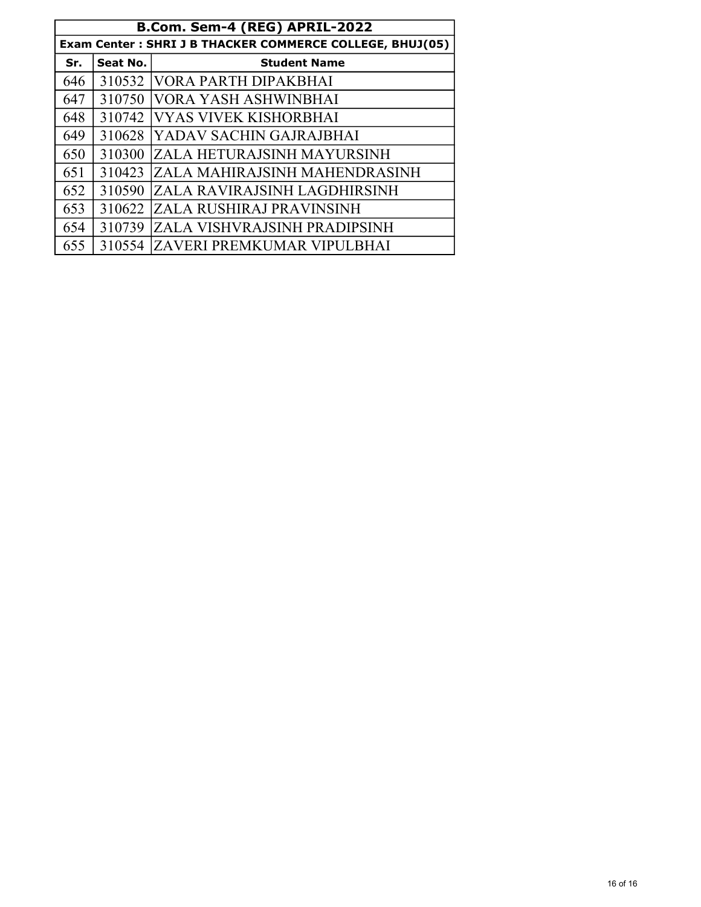| B.Com. Sem-4 (REG) APRIL-2022 | | |
|---|---|---|
| Exam Center : SHRI J B THACKER COMMERCE COLLEGE, BHUJ(05) | | |
| Sr. | Seat No. | Student Name |
| 646 | 310532 | VORA PARTH DIPAKBHAI |
| 647 | 310750 | VORA YASH ASHWINBHAI |
| 648 | 310742 | VYAS VIVEK KISHORBHAI |
| 649 | 310628 | YADAV SACHIN GAJRAJBHAI |
| 650 | 310300 | ZALA HETURAJSINH MAYURSINH |
| 651 | 310423 | ZALA MAHIRAJSINH MAHENDRASINH |
| 652 | 310590 | ZALA RAVIRAJSINH LAGDHIRSINH |
| 653 | 310622 | ZALA RUSHIRAJ PRAVINSINH |
| 654 | 310739 | ZALA VISHVRAJSINH PRADIPSINH |
| 655 | 310554 | ZAVERI PREMKUMAR VIPULBHAI |